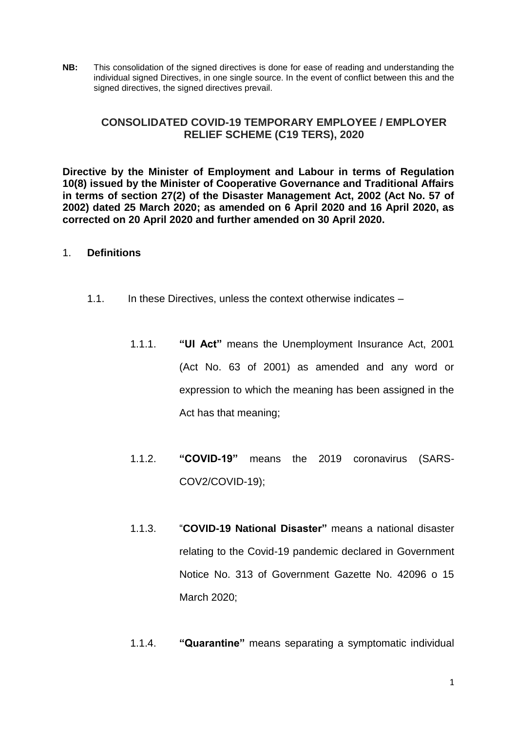**NB:** This consolidation of the signed directives is done for ease of reading and understanding the individual signed Directives, in one single source. In the event of conflict between this and the signed directives, the signed directives prevail.

# CONSOLIDATED COVID-19 TEMPORARY EMPLOYEE / EMPLOYER RELIEF SCHEME (C19 TERS), 2020

**Directive by the Minister of Employment and Labour in terms of Regulation 10(8) issued by the Minister of Cooperative Governance and Traditional Affairs in terms of section 27(2) of the Disaster Management Act, 2002 (Act No. 57 of 2002) dated 25 March 2020; as amended on 6 April 2020 and 16 April 2020, as corrected on 20 April 2020 and further amended on 30 April 2020.**

## 1. Definitions

1.1. In these Directives, unless the context otherwise indicates –

1.1.1. **"UI Act"** means the Unemployment Insurance Act, 2001 (Act No. 63 of 2001) as amended and any word or expression to which the meaning has been assigned in the Act has that meaning;

1.1.2. **"COVID-19"** means the 2019 coronavirus (SARS-COV2/COVID-19);

1.1.3. "**COVID-19 National Disaster"** means a national disaster relating to the Covid-19 pandemic declared in Government Notice No. 313 of Government Gazette No. 42096 o 15 March 2020;

1.1.4. **"Quarantine"** means separating a symptomatic individual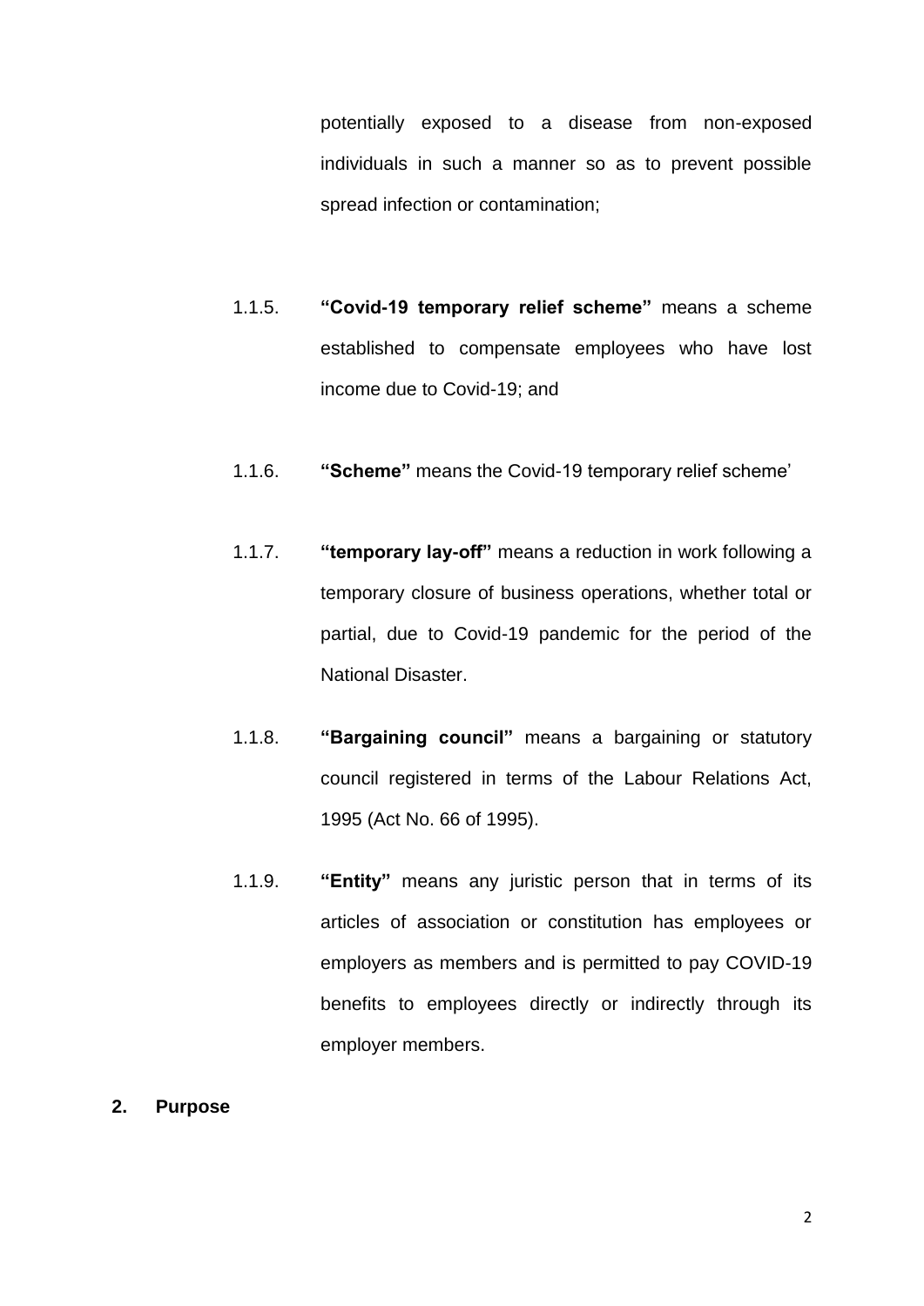potentially exposed to a disease from non-exposed individuals in such a manner so as to prevent possible spread infection or contamination;

1.1.5. **"Covid-19 temporary relief scheme"** means a scheme established to compensate employees who have lost income due to Covid-19; and

1.1.6. **"Scheme"** means the Covid-19 temporary relief scheme'

1.1.7. **"temporary lay-off"** means a reduction in work following a temporary closure of business operations, whether total or partial, due to Covid-19 pandemic for the period of the National Disaster.

1.1.8. **"Bargaining council"** means a bargaining or statutory council registered in terms of the Labour Relations Act, 1995 (Act No. 66 of 1995).

1.1.9. **"Entity"** means any juristic person that in terms of its articles of association or constitution has employees or employers as members and is permitted to pay COVID-19 benefits to employees directly or indirectly through its employer members.

## 2. Purpose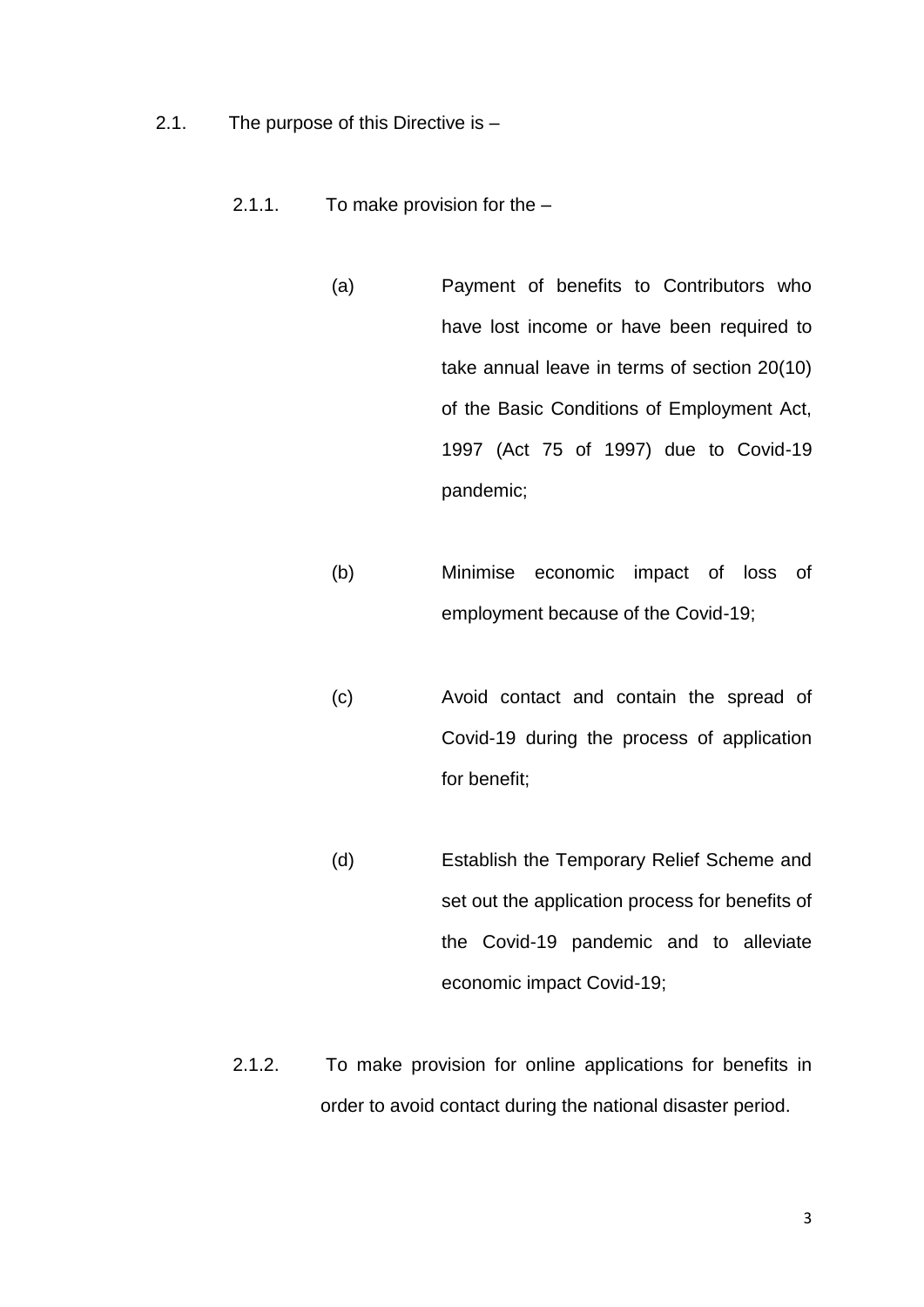2.1. The purpose of this Directive is –

2.1.1. To make provision for the –

(a) Payment of benefits to Contributors who have lost income or have been required to take annual leave in terms of section 20(10) of the Basic Conditions of Employment Act, 1997 (Act 75 of 1997) due to Covid-19 pandemic;

(b) Minimise economic impact of loss of employment because of the Covid-19;

(c) Avoid contact and contain the spread of Covid-19 during the process of application for benefit;

(d) Establish the Temporary Relief Scheme and set out the application process for benefits of the Covid-19 pandemic and to alleviate economic impact Covid-19;

2.1.2. To make provision for online applications for benefits in order to avoid contact during the national disaster period.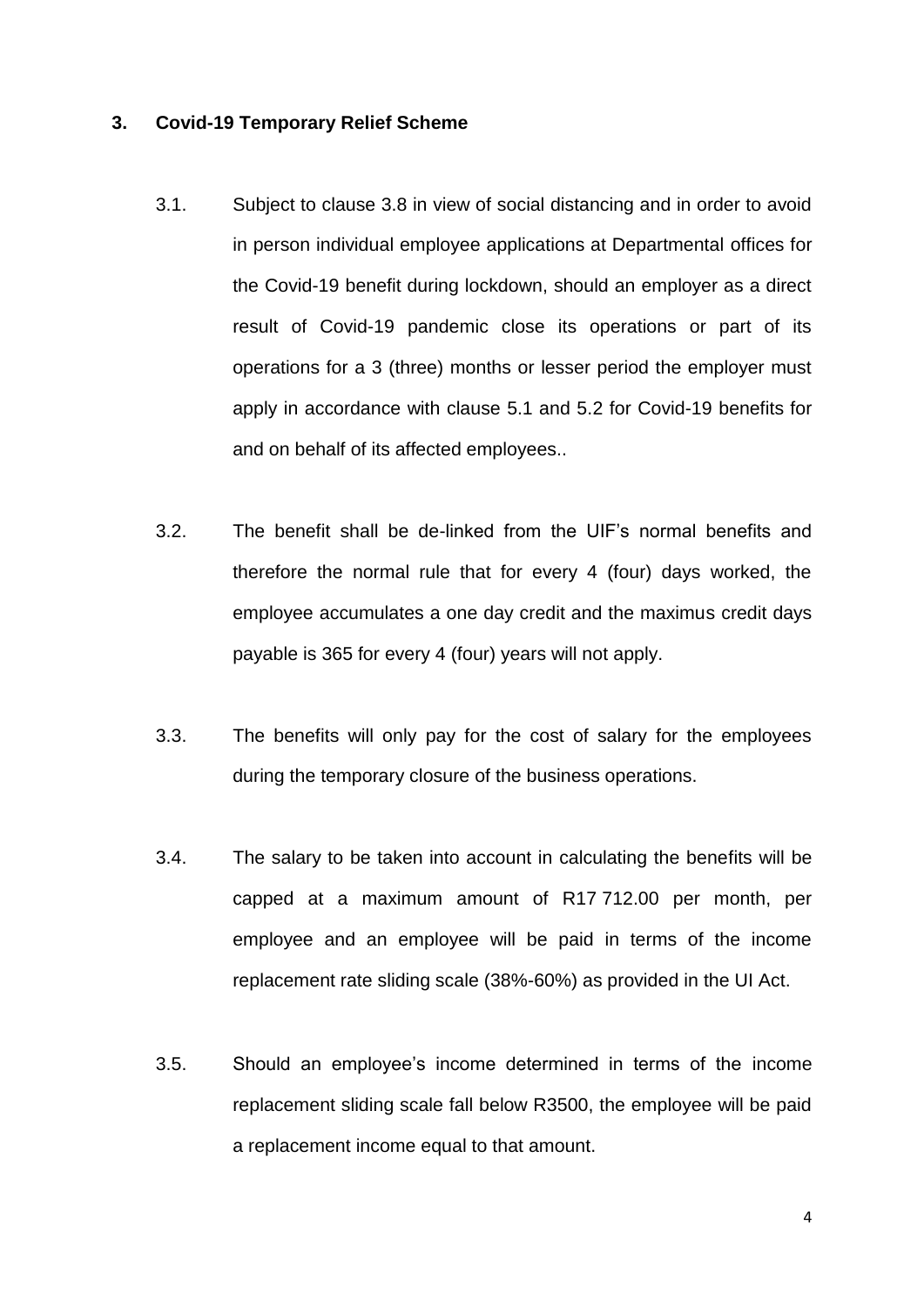## 3. Covid-19 Temporary Relief Scheme

3.1. Subject to clause 3.8 in view of social distancing and in order to avoid in person individual employee applications at Departmental offices for the Covid-19 benefit during lockdown, should an employer as a direct result of Covid-19 pandemic close its operations or part of its operations for a 3 (three) months or lesser period the employer must apply in accordance with clause 5.1 and 5.2 for Covid-19 benefits for and on behalf of its affected employees..

3.2. The benefit shall be de-linked from the UIF's normal benefits and therefore the normal rule that for every 4 (four) days worked, the employee accumulates a one day credit and the maximus credit days payable is 365 for every 4 (four) years will not apply.

3.3. The benefits will only pay for the cost of salary for the employees during the temporary closure of the business operations.

3.4. The salary to be taken into account in calculating the benefits will be capped at a maximum amount of R17 712.00 per month, per employee and an employee will be paid in terms of the income replacement rate sliding scale (38%-60%) as provided in the UI Act.

3.5. Should an employee's income determined in terms of the income replacement sliding scale fall below R3500, the employee will be paid a replacement income equal to that amount.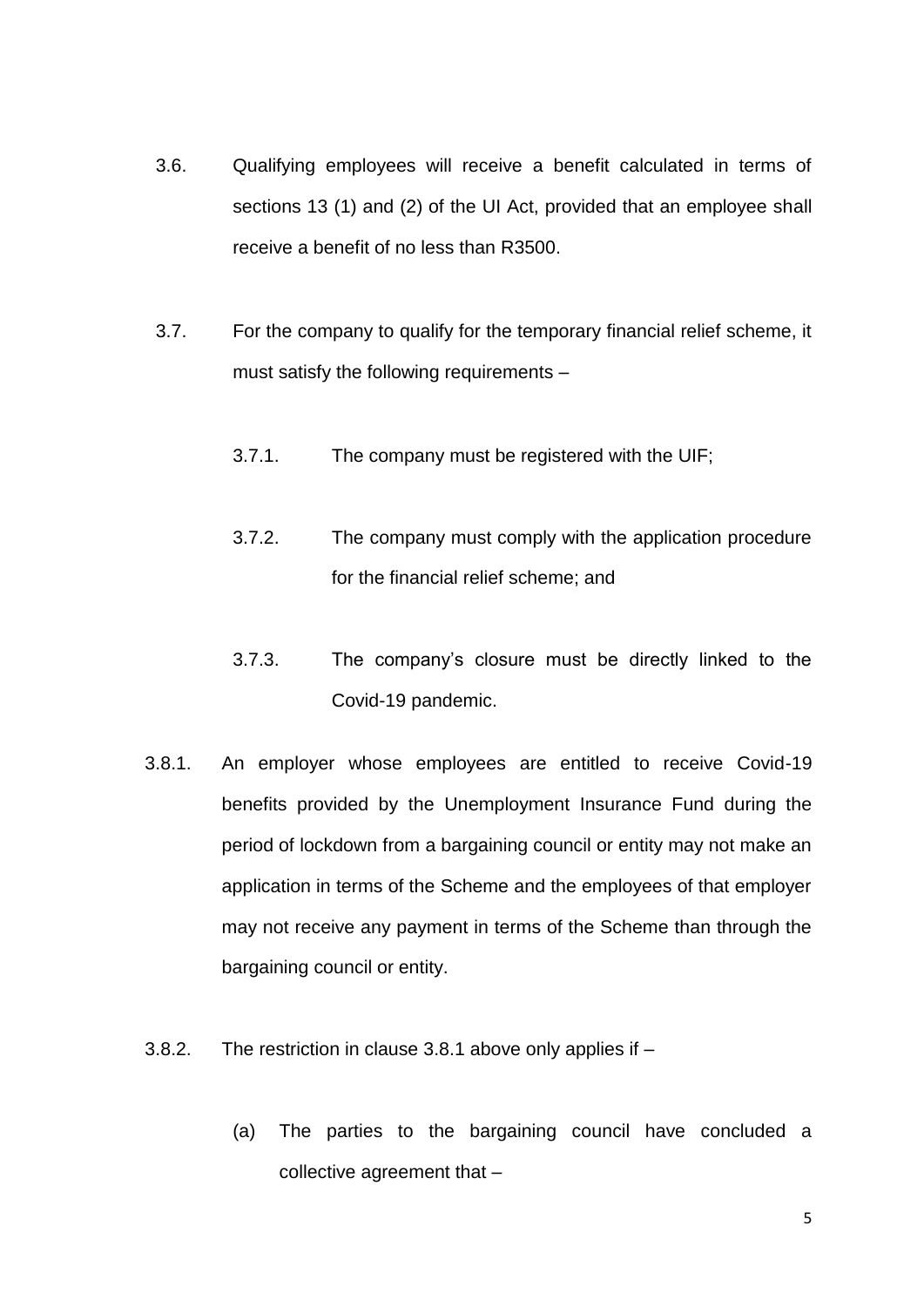3.6. Qualifying employees will receive a benefit calculated in terms of sections 13 (1) and (2) of the UI Act, provided that an employee shall receive a benefit of no less than R3500.

3.7. For the company to qualify for the temporary financial relief scheme, it must satisfy the following requirements –

3.7.1. The company must be registered with the UIF;

3.7.2. The company must comply with the application procedure for the financial relief scheme; and

3.7.3. The company's closure must be directly linked to the Covid-19 pandemic.

3.8.1. An employer whose employees are entitled to receive Covid-19 benefits provided by the Unemployment Insurance Fund during the period of lockdown from a bargaining council or entity may not make an application in terms of the Scheme and the employees of that employer may not receive any payment in terms of the Scheme than through the bargaining council or entity.

3.8.2. The restriction in clause 3.8.1 above only applies if –

(a) The parties to the bargaining council have concluded a collective agreement that –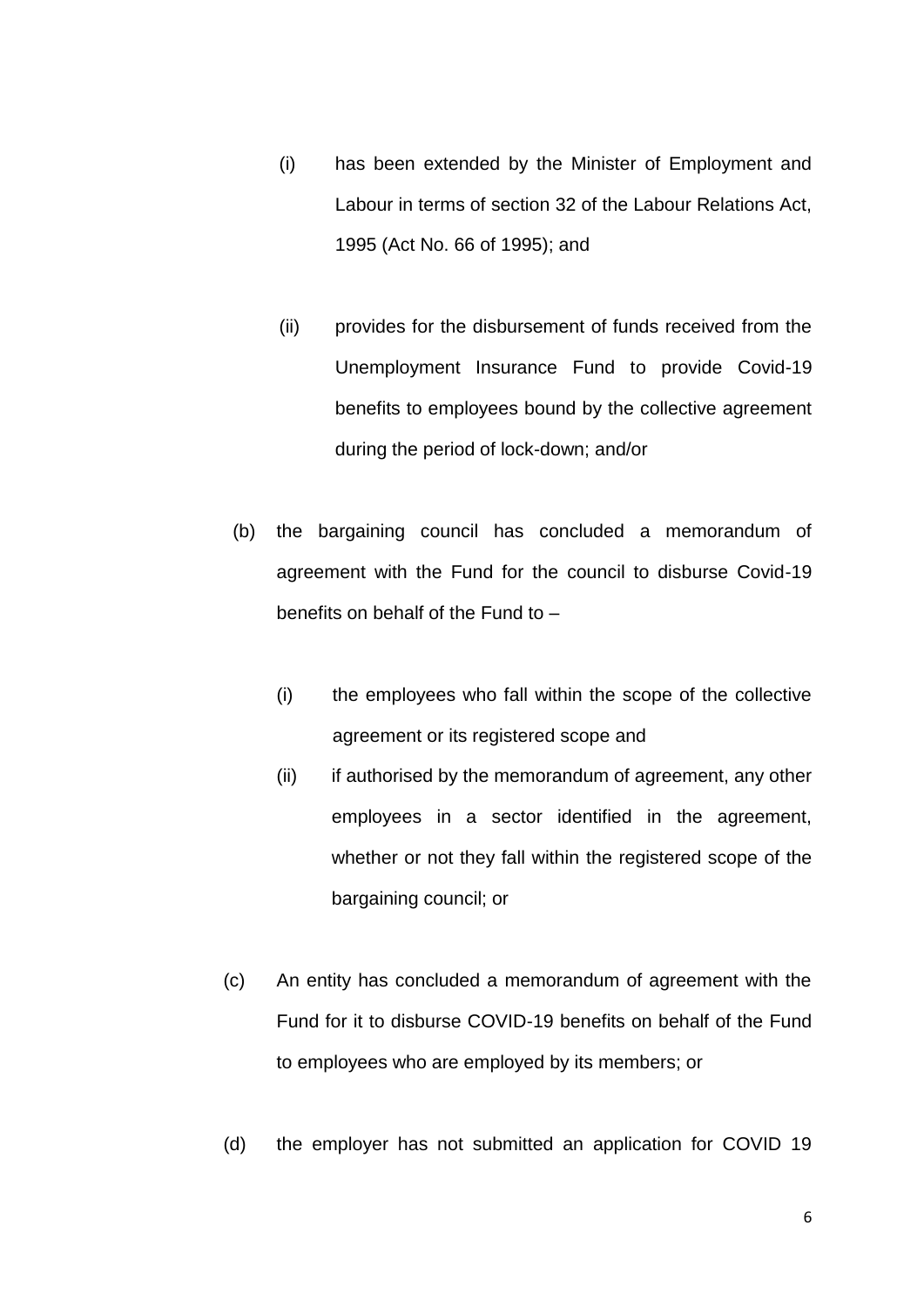(i) has been extended by the Minister of Employment and Labour in terms of section 32 of the Labour Relations Act, 1995 (Act No. 66 of 1995); and

(ii) provides for the disbursement of funds received from the Unemployment Insurance Fund to provide Covid-19 benefits to employees bound by the collective agreement during the period of lock-down; and/or

(b) the bargaining council has concluded a memorandum of agreement with the Fund for the council to disburse Covid-19 benefits on behalf of the Fund to –

(i) the employees who fall within the scope of the collective agreement or its registered scope and

(ii) if authorised by the memorandum of agreement, any other employees in a sector identified in the agreement, whether or not they fall within the registered scope of the bargaining council; or

(c) An entity has concluded a memorandum of agreement with the Fund for it to disburse COVID-19 benefits on behalf of the Fund to employees who are employed by its members; or

(d) the employer has not submitted an application for COVID 19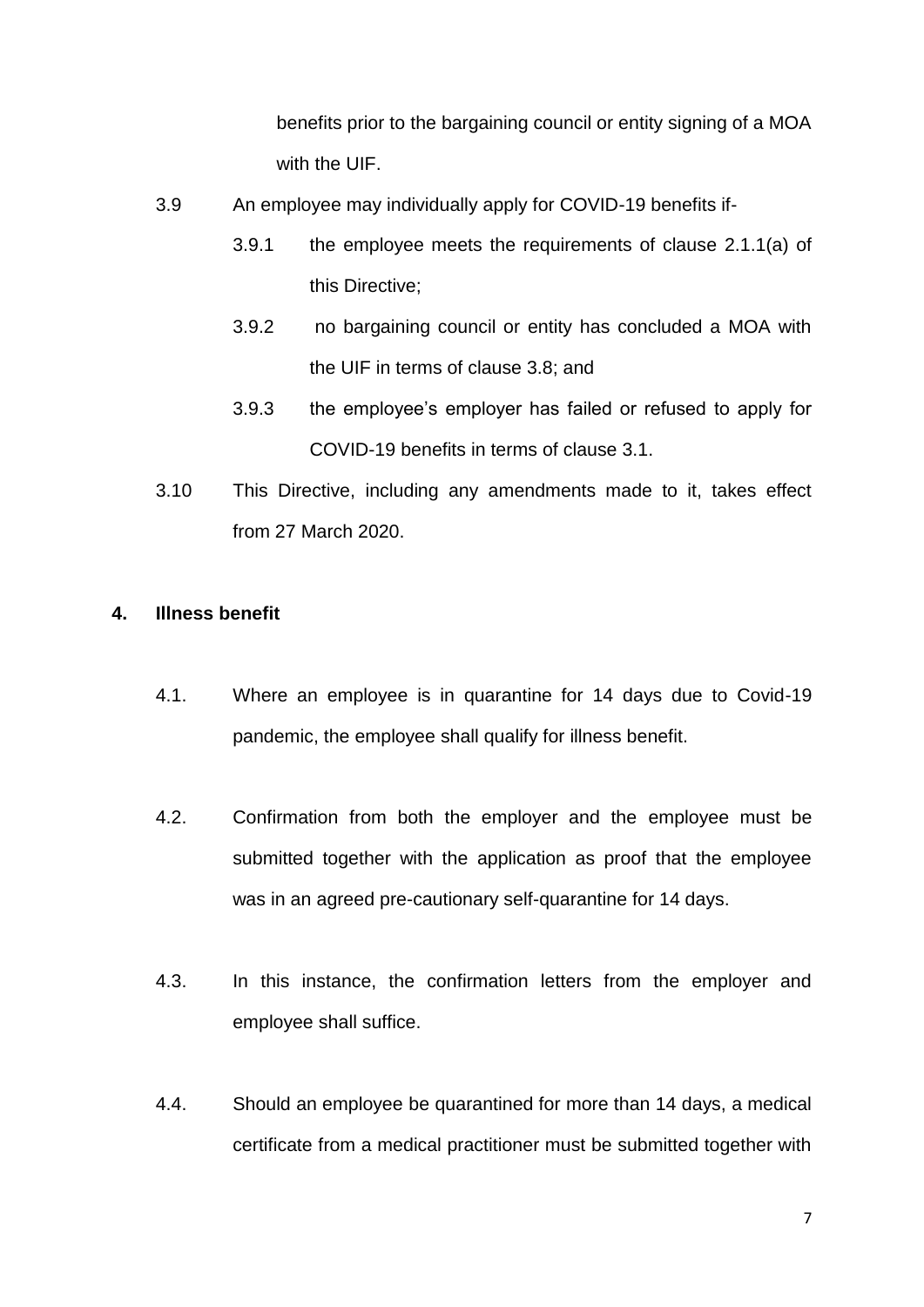benefits prior to the bargaining council or entity signing of a MOA with the UIF.

3.9 An employee may individually apply for COVID-19 benefits if-

3.9.1 the employee meets the requirements of clause 2.1.1(a) of this Directive;

3.9.2 no bargaining council or entity has concluded a MOA with the UIF in terms of clause 3.8; and

3.9.3 the employee's employer has failed or refused to apply for COVID-19 benefits in terms of clause 3.1.

3.10 This Directive, including any amendments made to it, takes effect from 27 March 2020.

## 4. Illness benefit

4.1. Where an employee is in quarantine for 14 days due to Covid-19 pandemic, the employee shall qualify for illness benefit.

4.2. Confirmation from both the employer and the employee must be submitted together with the application as proof that the employee was in an agreed pre-cautionary self-quarantine for 14 days.

4.3. In this instance, the confirmation letters from the employer and employee shall suffice.

4.4. Should an employee be quarantined for more than 14 days, a medical certificate from a medical practitioner must be submitted together with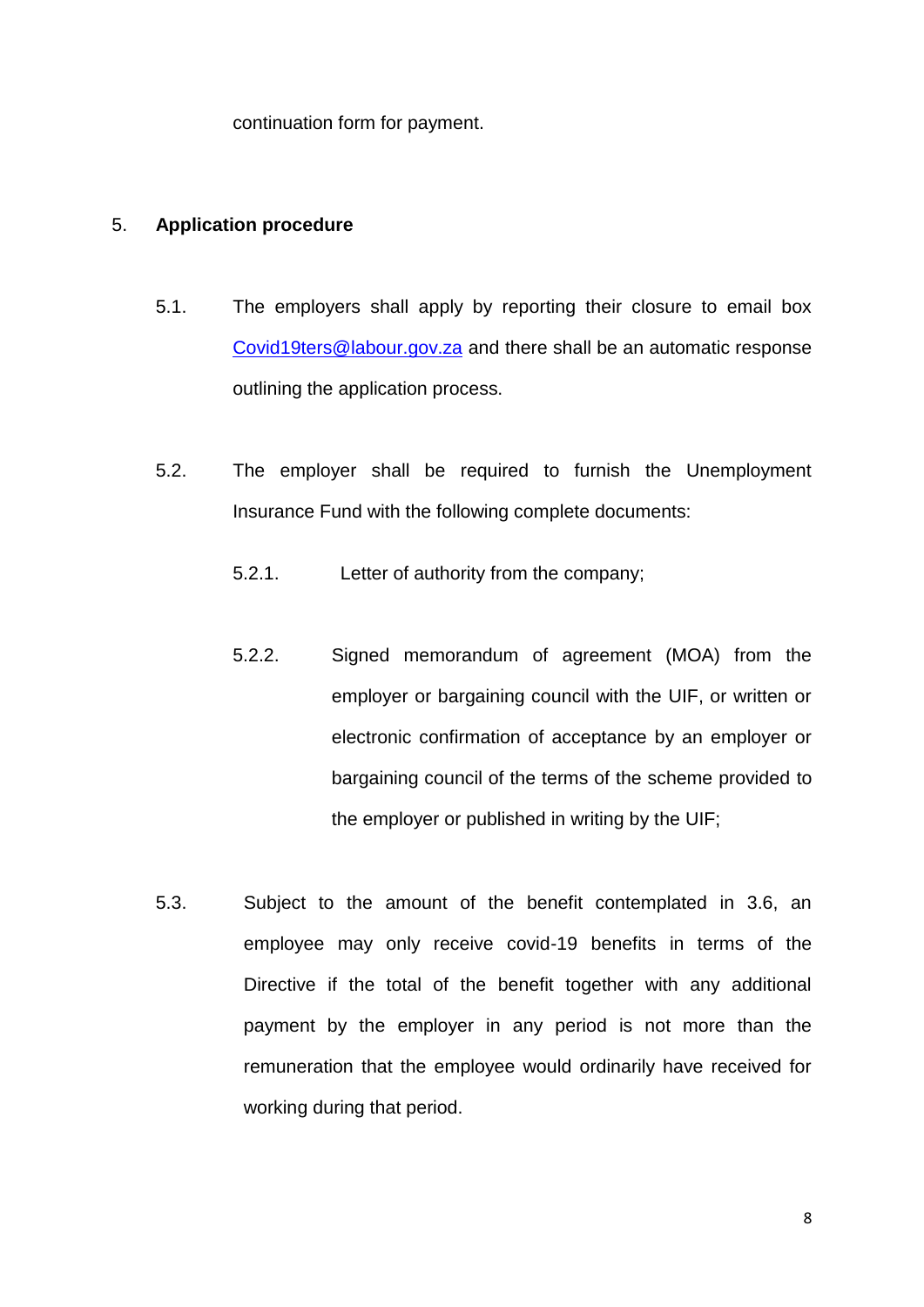continuation form for payment.

## 5. Application procedure

5.1. The employers shall apply by reporting their closure to email box Covid19ters@labour.gov.za and there shall be an automatic response outlining the application process.

5.2. The employer shall be required to furnish the Unemployment Insurance Fund with the following complete documents:

5.2.1. Letter of authority from the company;

5.2.2. Signed memorandum of agreement (MOA) from the employer or bargaining council with the UIF, or written or electronic confirmation of acceptance by an employer or bargaining council of the terms of the scheme provided to the employer or published in writing by the UIF;

5.3. Subject to the amount of the benefit contemplated in 3.6, an employee may only receive covid-19 benefits in terms of the Directive if the total of the benefit together with any additional payment by the employer in any period is not more than the remuneration that the employee would ordinarily have received for working during that period.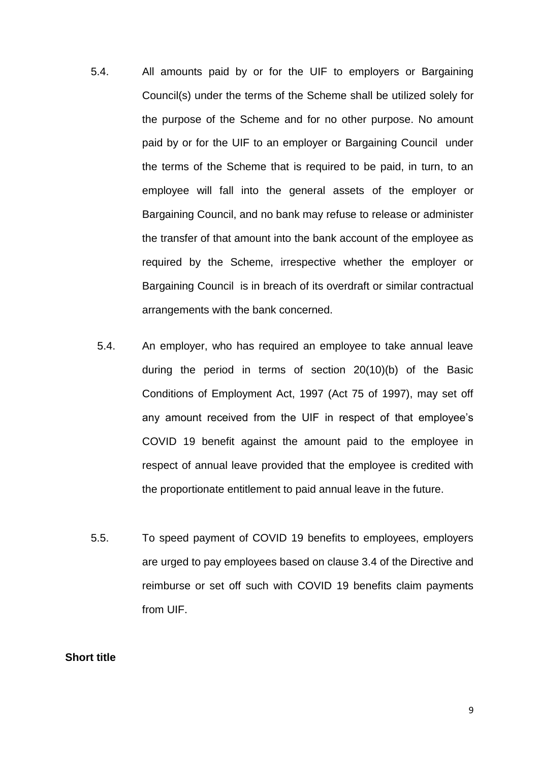5.4. All amounts paid by or for the UIF to employers or Bargaining Council(s) under the terms of the Scheme shall be utilized solely for the purpose of the Scheme and for no other purpose. No amount paid by or for the UIF to an employer or Bargaining Council under the terms of the Scheme that is required to be paid, in turn, to an employee will fall into the general assets of the employer or Bargaining Council, and no bank may refuse to release or administer the transfer of that amount into the bank account of the employee as required by the Scheme, irrespective whether the employer or Bargaining Council is in breach of its overdraft or similar contractual arrangements with the bank concerned.

5.4. An employer, who has required an employee to take annual leave during the period in terms of section 20(10)(b) of the Basic Conditions of Employment Act, 1997 (Act 75 of 1997), may set off any amount received from the UIF in respect of that employee's COVID 19 benefit against the amount paid to the employee in respect of annual leave provided that the employee is credited with the proportionate entitlement to paid annual leave in the future.

5.5. To speed payment of COVID 19 benefits to employees, employers are urged to pay employees based on clause 3.4 of the Directive and reimburse or set off such with COVID 19 benefits claim payments from UIF.

**Short title**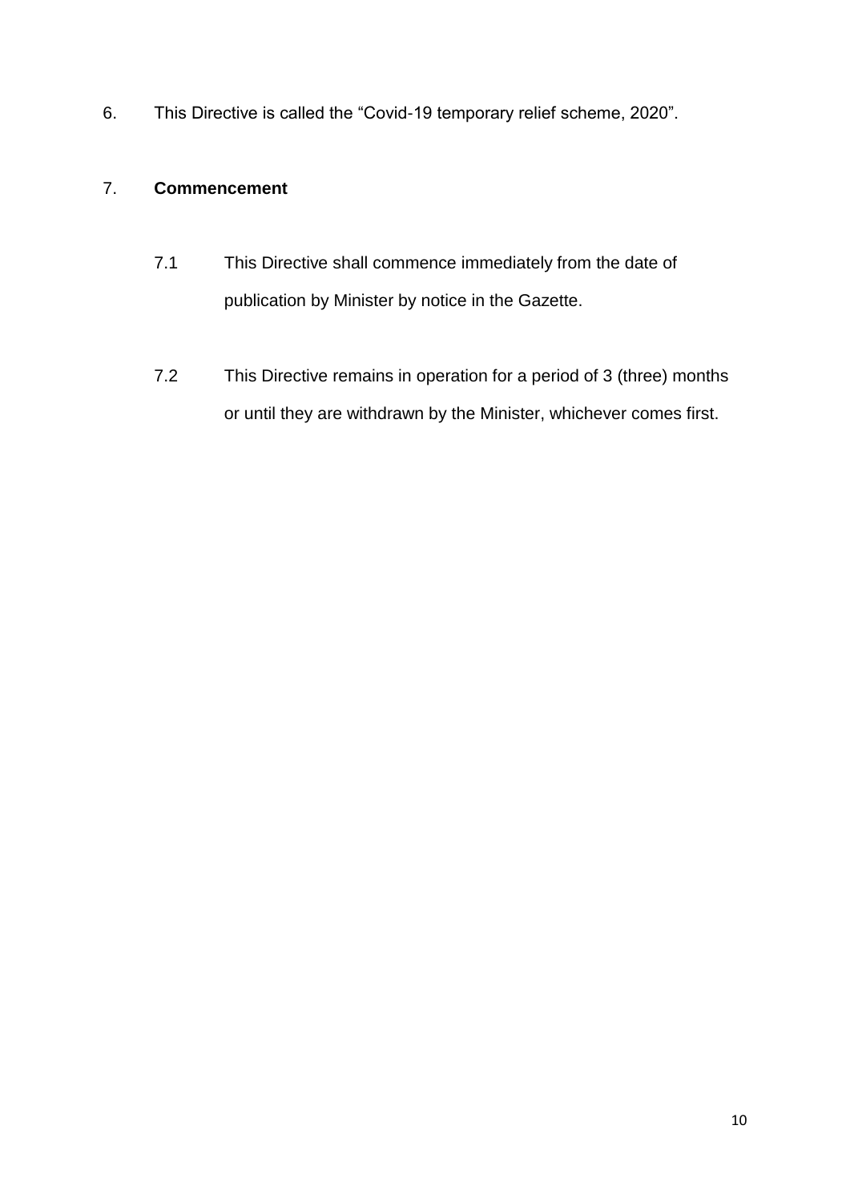6. This Directive is called the “Covid-19 temporary relief scheme, 2020”.

7. **Commencement**

    7.1 This Directive shall commence immediately from the date of publication by Minister by notice in the Gazette.

    7.2 This Directive remains in operation for a period of 3 (three) months or until they are withdrawn by the Minister, whichever comes first.